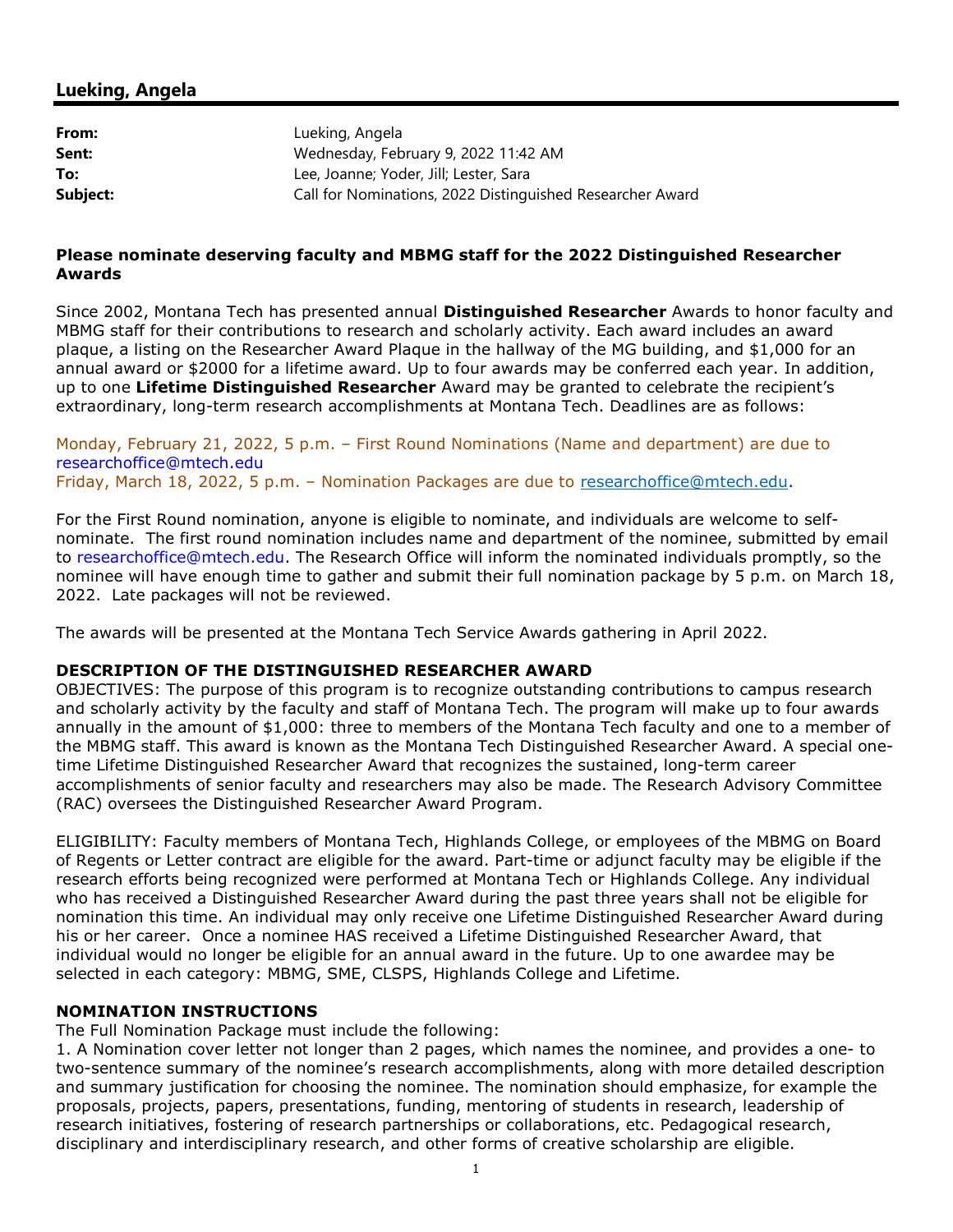## Lueking, Angela

| | |
|---|---|
| **From:** | Lueking, Angela |
| **Sent:** | Wednesday, February 9, 2022 11:42 AM |
| **To:** | Lee, Joanne; Yoder, Jill; Lester, Sara |
| **Subject:** | Call for Nominations, 2022 Distinguished Researcher Award |

**Please nominate deserving faculty and MBMG staff for the 2022 Distinguished Researcher Awards**

Since 2002, Montana Tech has presented annual **Distinguished Researcher** Awards to honor faculty and MBMG staff for their contributions to research and scholarly activity. Each award includes an award plaque, a listing on the Researcher Award Plaque in the hallway of the MG building, and $1,000 for an annual award or $2000 for a lifetime award. Up to four awards may be conferred each year. In addition, up to one **Lifetime Distinguished Researcher** Award may be granted to celebrate the recipient's extraordinary, long-term research accomplishments at Montana Tech. Deadlines are as follows:

Monday, February 21, 2022, 5 p.m. – First Round Nominations (Name and department) are due to researchoffice@mtech.edu
Friday, March 18, 2022, 5 p.m. – Nomination Packages are due to researchoffice@mtech.edu.

For the First Round nomination, anyone is eligible to nominate, and individuals are welcome to self-nominate. The first round nomination includes name and department of the nominee, submitted by email to researchoffice@mtech.edu. The Research Office will inform the nominated individuals promptly, so the nominee will have enough time to gather and submit their full nomination package by 5 p.m. on March 18, 2022. Late packages will not be reviewed.

The awards will be presented at the Montana Tech Service Awards gathering in April 2022.

**DESCRIPTION OF THE DISTINGUISHED RESEARCHER AWARD**

OBJECTIVES: The purpose of this program is to recognize outstanding contributions to campus research and scholarly activity by the faculty and staff of Montana Tech. The program will make up to four awards annually in the amount of $1,000: three to members of the Montana Tech faculty and one to a member of the MBMG staff. This award is known as the Montana Tech Distinguished Researcher Award. A special one-time Lifetime Distinguished Researcher Award that recognizes the sustained, long-term career accomplishments of senior faculty and researchers may also be made. The Research Advisory Committee (RAC) oversees the Distinguished Researcher Award Program.

ELIGIBILITY: Faculty members of Montana Tech, Highlands College, or employees of the MBMG on Board of Regents or Letter contract are eligible for the award. Part-time or adjunct faculty may be eligible if the research efforts being recognized were performed at Montana Tech or Highlands College. Any individual who has received a Distinguished Researcher Award during the past three years shall not be eligible for nomination this time. An individual may only receive one Lifetime Distinguished Researcher Award during his or her career. Once a nominee HAS received a Lifetime Distinguished Researcher Award, that individual would no longer be eligible for an annual award in the future. Up to one awardee may be selected in each category: MBMG, SME, CLSPS, Highlands College and Lifetime.

**NOMINATION INSTRUCTIONS**

The Full Nomination Package must include the following:

1. A Nomination cover letter not longer than 2 pages, which names the nominee, and provides a one- to two-sentence summary of the nominee's research accomplishments, along with more detailed description and summary justification for choosing the nominee. The nomination should emphasize, for example the proposals, projects, papers, presentations, funding, mentoring of students in research, leadership of research initiatives, fostering of research partnerships or collaborations, etc. Pedagogical research, disciplinary and interdisciplinary research, and other forms of creative scholarship are eligible.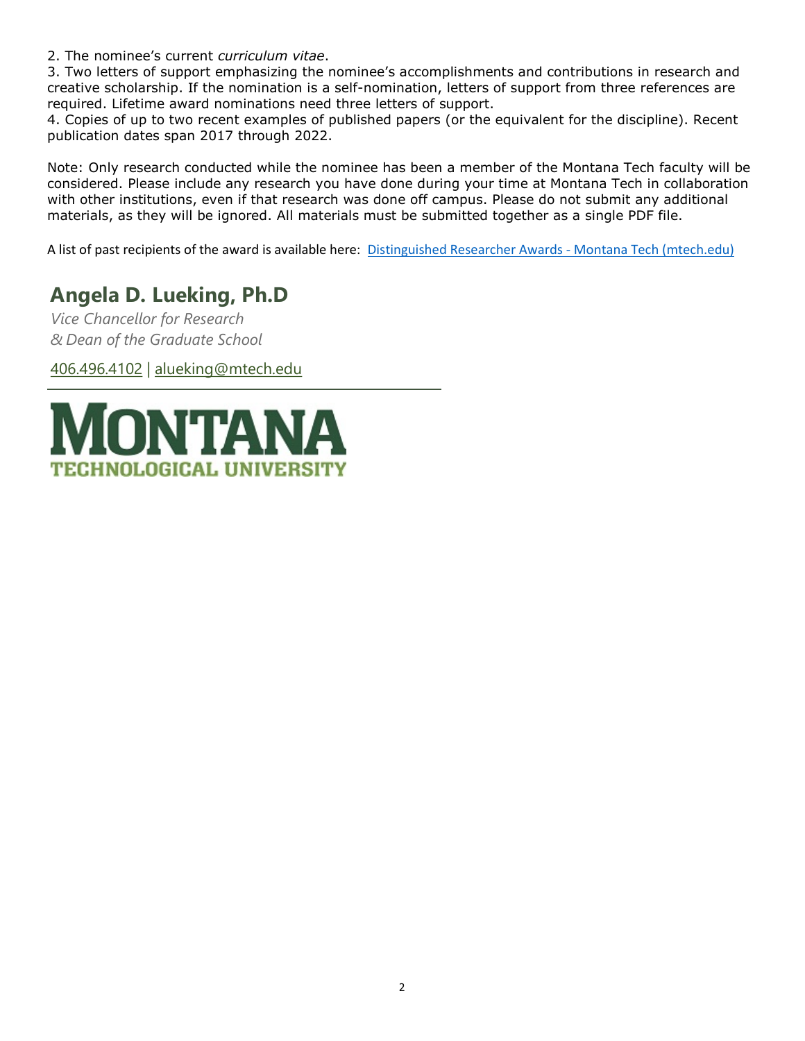2. The nominee's current *curriculum vitae*.
3. Two letters of support emphasizing the nominee's accomplishments and contributions in research and creative scholarship. If the nomination is a self-nomination, letters of support from three references are required. Lifetime award nominations need three letters of support.
4. Copies of up to two recent examples of published papers (or the equivalent for the discipline). Recent publication dates span 2017 through 2022.

Note: Only research conducted while the nominee has been a member of the Montana Tech faculty will be considered. Please include any research you have done during your time at Montana Tech in collaboration with other institutions, even if that research was done off campus. Please do not submit any additional materials, as they will be ignored. All materials must be submitted together as a single PDF file.

A list of past recipients of the award is available here: [Distinguished Researcher Awards - Montana Tech (mtech.edu)]

**Angela D. Lueking, Ph.D**

*Vice Chancellor for Research*
*& Dean of the Graduate School*

406.496.4102 | alueking@mtech.edu

MONTANA
TECHNOLOGICAL UNIVERSITY